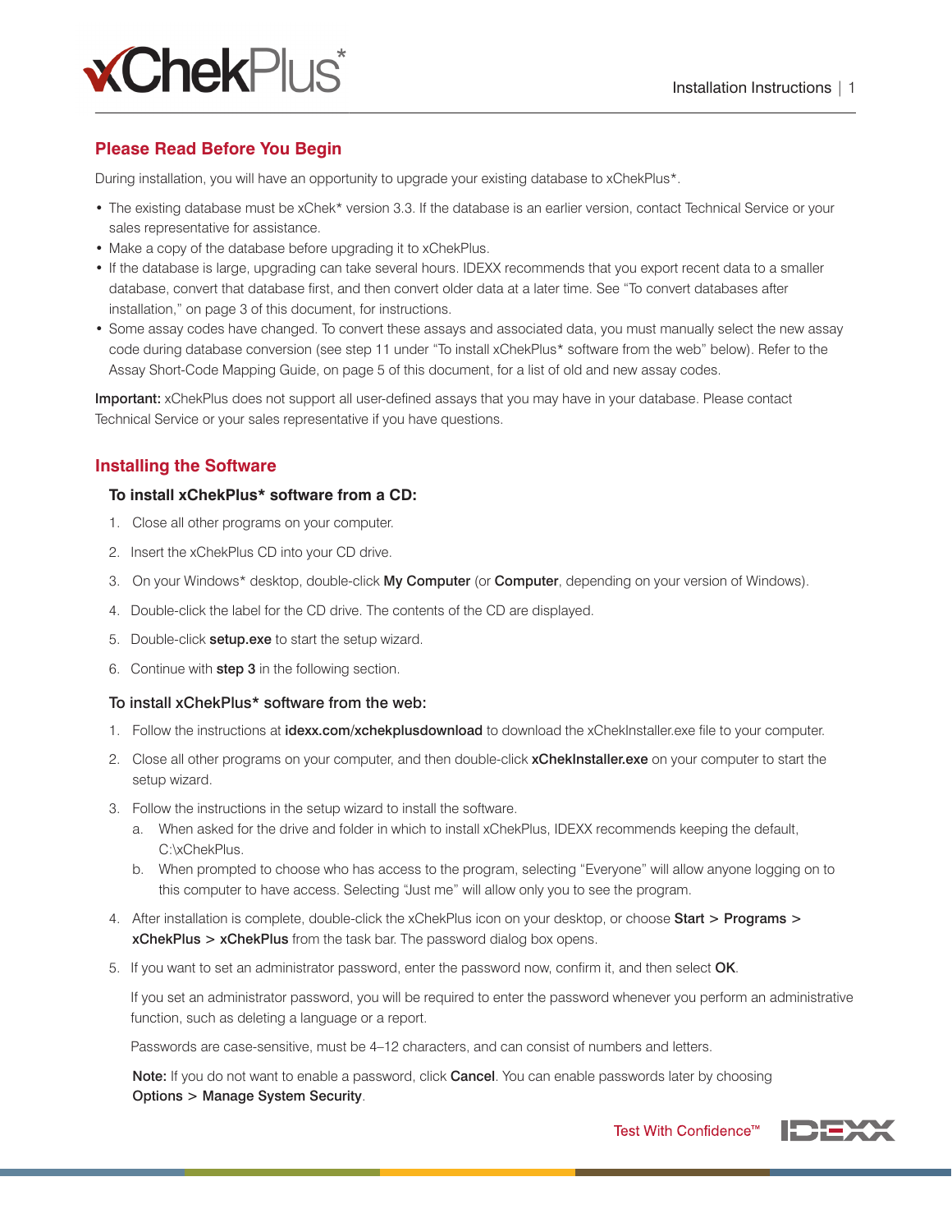# xChekPlus*

## Please Read Before You Begin

During installation, you will have an opportunity to upgrade your existing database to xChekPlus*.

- The existing database must be xChek* version 3.3. If the database is an earlier version, contact Technical Service or your sales representative for assistance.
- Make a copy of the database before upgrading it to xChekPlus.
- If the database is large, upgrading can take several hours. IDEXX recommends that you export recent data to a smaller database, convert that database first, and then convert older data at a later time. See "To convert databases after installation," on page 3 of this document, for instructions.
- Some assay codes have changed. To convert these assays and associated data, you must manually select the new assay code during database conversion (see step 11 under "To install xChekPlus* software from the web" below). Refer to the Assay Short-Code Mapping Guide, on page 5 of this document, for a list of old and new assay codes.

**Important:** xChekPlus does not support all user-defined assays that you may have in your database. Please contact Technical Service or your sales representative if you have questions.

## Installing the Software

### To install xChekPlus* software from a CD:

1. Close all other programs on your computer.
2. Insert the xChekPlus CD into your CD drive.
3. On your Windows* desktop, double-click **My Computer** (or **Computer**, depending on your version of Windows).
4. Double-click the label for the CD drive. The contents of the CD are displayed.
5. Double-click **setup.exe** to start the setup wizard.
6. Continue with **step 3** in the following section.

### To install xChekPlus* software from the web:

1. Follow the instructions at **idexx.com/xchekplusdownload** to download the xChekInstaller.exe file to your computer.
2. Close all other programs on your computer, and then double-click **xChekInstaller.exe** on your computer to start the setup wizard.
3. Follow the instructions in the setup wizard to install the software.
   a. When asked for the drive and folder in which to install xChekPlus, IDEXX recommends keeping the default, C:\xChekPlus.
   b. When prompted to choose who has access to the program, selecting "Everyone" will allow anyone logging on to this computer to have access. Selecting "Just me" will allow only you to see the program.
4. After installation is complete, double-click the xChekPlus icon on your desktop, or choose **Start** > **Programs** > **xChekPlus** > **xChekPlus** from the task bar. The password dialog box opens.
5. If you want to set an administrator password, enter the password now, confirm it, and then select **OK**.

   If you set an administrator password, you will be required to enter the password whenever you perform an administrative function, such as deleting a language or a report.

   Passwords are case-sensitive, must be 4–12 characters, and can consist of numbers and letters.

   **Note:** If you do not want to enable a password, click **Cancel**. You can enable passwords later by choosing **Options** > **Manage System Security**.

Test With Confidence™ IDEXX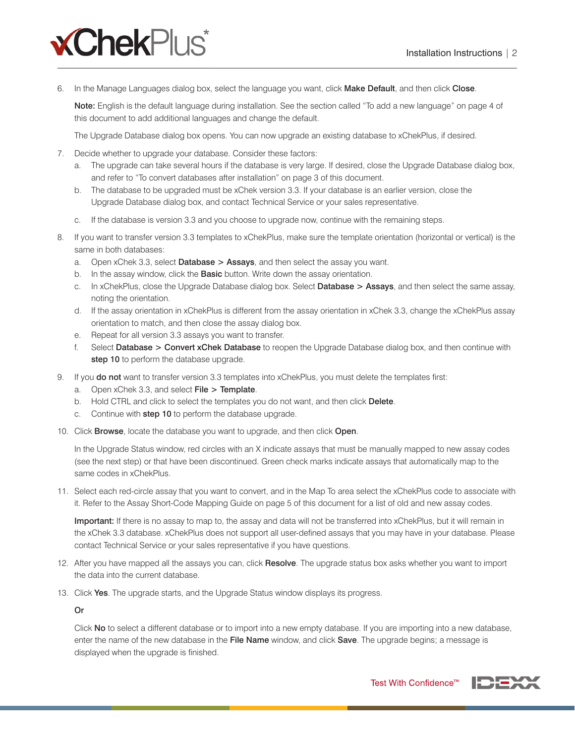6. In the Manage Languages dialog box, select the language you want, click **Make Default**, and then click **Close**.

   **Note:** English is the default language during installation. See the section called "To add a new language" on page 4 of this document to add additional languages and change the default.

   The Upgrade Database dialog box opens. You can now upgrade an existing database to xChekPlus, if desired.

7. Decide whether to upgrade your database. Consider these factors:
   a. The upgrade can take several hours if the database is very large. If desired, close the Upgrade Database dialog box, and refer to "To convert databases after installation" on page 3 of this document.
   b. The database to be upgraded must be xChek version 3.3. If your database is an earlier version, close the Upgrade Database dialog box, and contact Technical Service or your sales representative.
   c. If the database is version 3.3 and you choose to upgrade now, continue with the remaining steps.

8. If you want to transfer version 3.3 templates to xChekPlus, make sure the template orientation (horizontal or vertical) is the same in both databases:
   a. Open xChek 3.3, select **Database** > **Assays**, and then select the assay you want.
   b. In the assay window, click the **Basic** button. Write down the assay orientation.
   c. In xChekPlus, close the Upgrade Database dialog box. Select **Database** > **Assays**, and then select the same assay, noting the orientation.
   d. If the assay orientation in xChekPlus is different from the assay orientation in xChek 3.3, change the xChekPlus assay orientation to match, and then close the assay dialog box.
   e. Repeat for all version 3.3 assays you want to transfer.
   f. Select **Database** > **Convert xChek Database** to reopen the Upgrade Database dialog box, and then continue with **step 10** to perform the database upgrade.

9. If you **do not** want to transfer version 3.3 templates into xChekPlus, you must delete the templates first:
   a. Open xChek 3.3, and select **File** > **Template**.
   b. Hold CTRL and click to select the templates you do not want, and then click **Delete**.
   c. Continue with **step 10** to perform the database upgrade.

10. Click **Browse**, locate the database you want to upgrade, and then click **Open**.

    In the Upgrade Status window, red circles with an X indicate assays that must be manually mapped to new assay codes (see the next step) or that have been discontinued. Green check marks indicate assays that automatically map to the same codes in xChekPlus.

11. Select each red-circle assay that you want to convert, and in the Map To area select the xChekPlus code to associate with it. Refer to the Assay Short-Code Mapping Guide on page 5 of this document for a list of old and new assay codes.

    **Important:** If there is no assay to map to, the assay and data will not be transferred into xChekPlus, but it will remain in the xChek 3.3 database. xChekPlus does not support all user-defined assays that you may have in your database. Please contact Technical Service or your sales representative if you have questions.

12. After you have mapped all the assays you can, click **Resolve**. The upgrade status box asks whether you want to import the data into the current database.

13. Click **Yes**. The upgrade starts, and the Upgrade Status window displays its progress.

    **Or**

    Click **No** to select a different database or to import into a new empty database. If you are importing into a new database, enter the name of the new database in the **File Name** window, and click **Save**. The upgrade begins; a message is displayed when the upgrade is finished.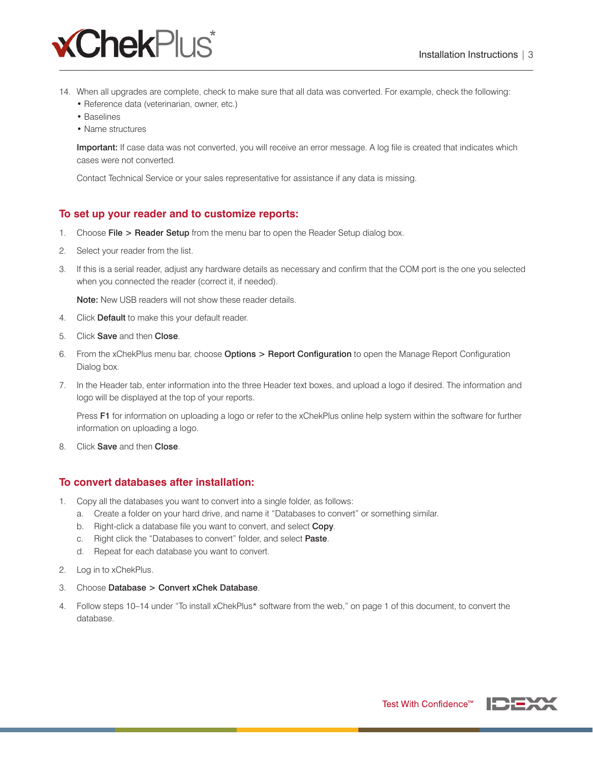14. When all upgrades are complete, check to make sure that all data was converted. For example, check the following:
    - Reference data (veterinarian, owner, etc.)
    - Baselines
    - Name structures

    **Important:** If case data was not converted, you will receive an error message. A log file is created that indicates which cases were not converted.

    Contact Technical Service or your sales representative for assistance if any data is missing.

## To set up your reader and to customize reports:

1. Choose **File** > **Reader Setup** from the menu bar to open the Reader Setup dialog box.
2. Select your reader from the list.
3. If this is a serial reader, adjust any hardware details as necessary and confirm that the COM port is the one you selected when you connected the reader (correct it, if needed).

   **Note:** New USB readers will not show these reader details.
4. Click **Default** to make this your default reader.
5. Click **Save** and then **Close**.
6. From the xChekPlus menu bar, choose **Options** > **Report Configuration** to open the Manage Report Configuration Dialog box.
7. In the Header tab, enter information into the three Header text boxes, and upload a logo if desired. The information and logo will be displayed at the top of your reports.

   Press **F1** for information on uploading a logo or refer to the xChekPlus online help system within the software for further information on uploading a logo.
8. Click **Save** and then **Close**.

## To convert databases after installation:

1. Copy all the databases you want to convert into a single folder, as follows:
   a. Create a folder on your hard drive, and name it “Databases to convert” or something similar.
   b. Right-click a database file you want to convert, and select **Copy**.
   c. Right click the “Databases to convert” folder, and select **Paste**.
   d. Repeat for each database you want to convert.
2. Log in to xChekPlus.
3. Choose **Database** > **Convert xChek Database**.
4. Follow steps 10–14 under “To install xChekPlus* software from the web,” on page 1 of this document, to convert the database.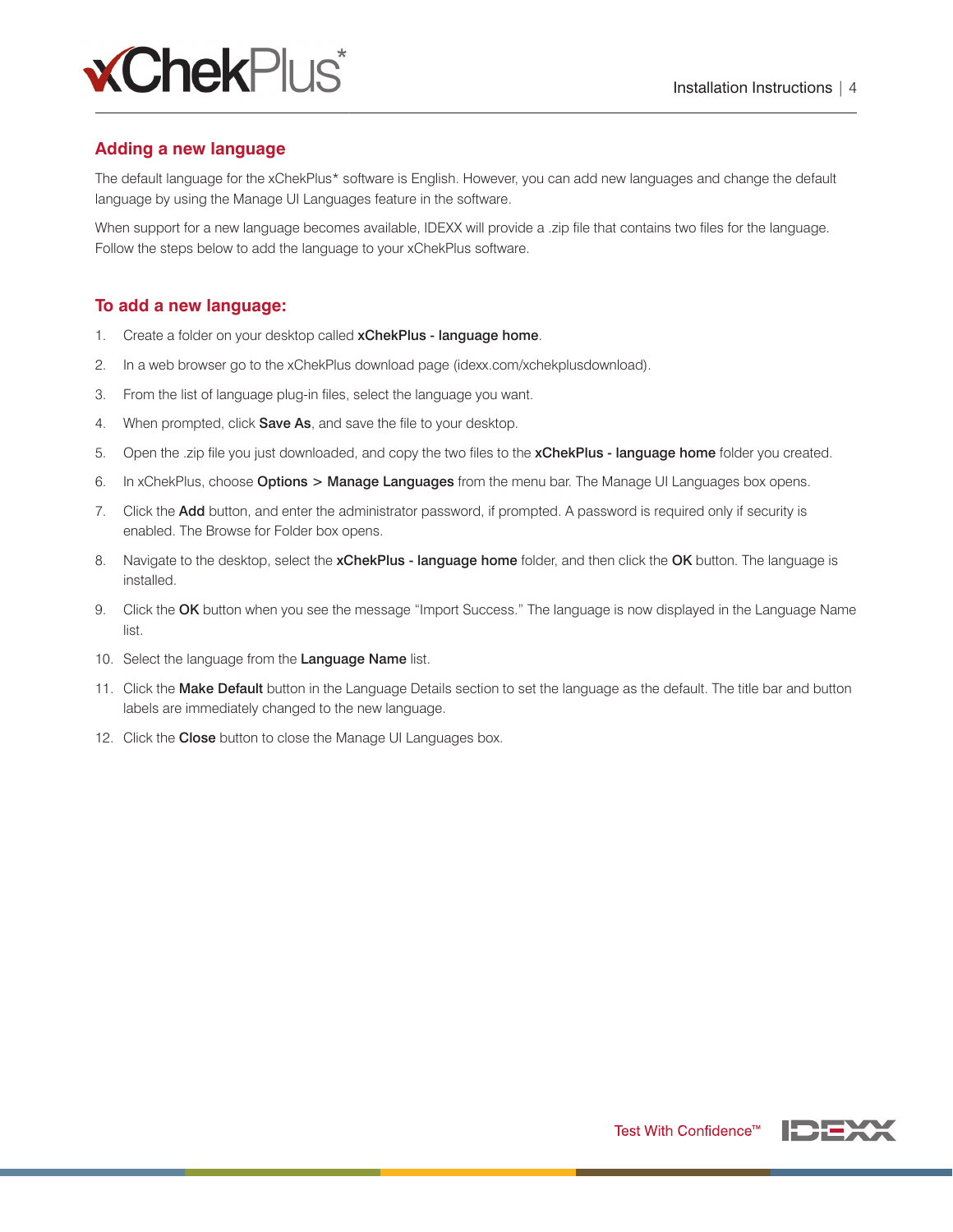## Adding a new language

The default language for the xChekPlus* software is English. However, you can add new languages and change the default language by using the Manage UI Languages feature in the software.

When support for a new language becomes available, IDEXX will provide a .zip file that contains two files for the language. Follow the steps below to add the language to your xChekPlus software.

### To add a new language:

1. Create a folder on your desktop called **xChekPlus - language home**.
2. In a web browser go to the xChekPlus download page (idexx.com/xchekplusdownload).
3. From the list of language plug-in files, select the language you want.
4. When prompted, click **Save As**, and save the file to your desktop.
5. Open the .zip file you just downloaded, and copy the two files to the **xChekPlus - language home** folder you created.
6. In xChekPlus, choose **Options** > **Manage Languages** from the menu bar. The Manage UI Languages box opens.
7. Click the **Add** button, and enter the administrator password, if prompted. A password is required only if security is enabled. The Browse for Folder box opens.
8. Navigate to the desktop, select the **xChekPlus - language home** folder, and then click the **OK** button. The language is installed.
9. Click the **OK** button when you see the message "Import Success." The language is now displayed in the Language Name list.
10. Select the language from the **Language Name** list.
11. Click the **Make Default** button in the Language Details section to set the language as the default. The title bar and button labels are immediately changed to the new language.
12. Click the **Close** button to close the Manage UI Languages box.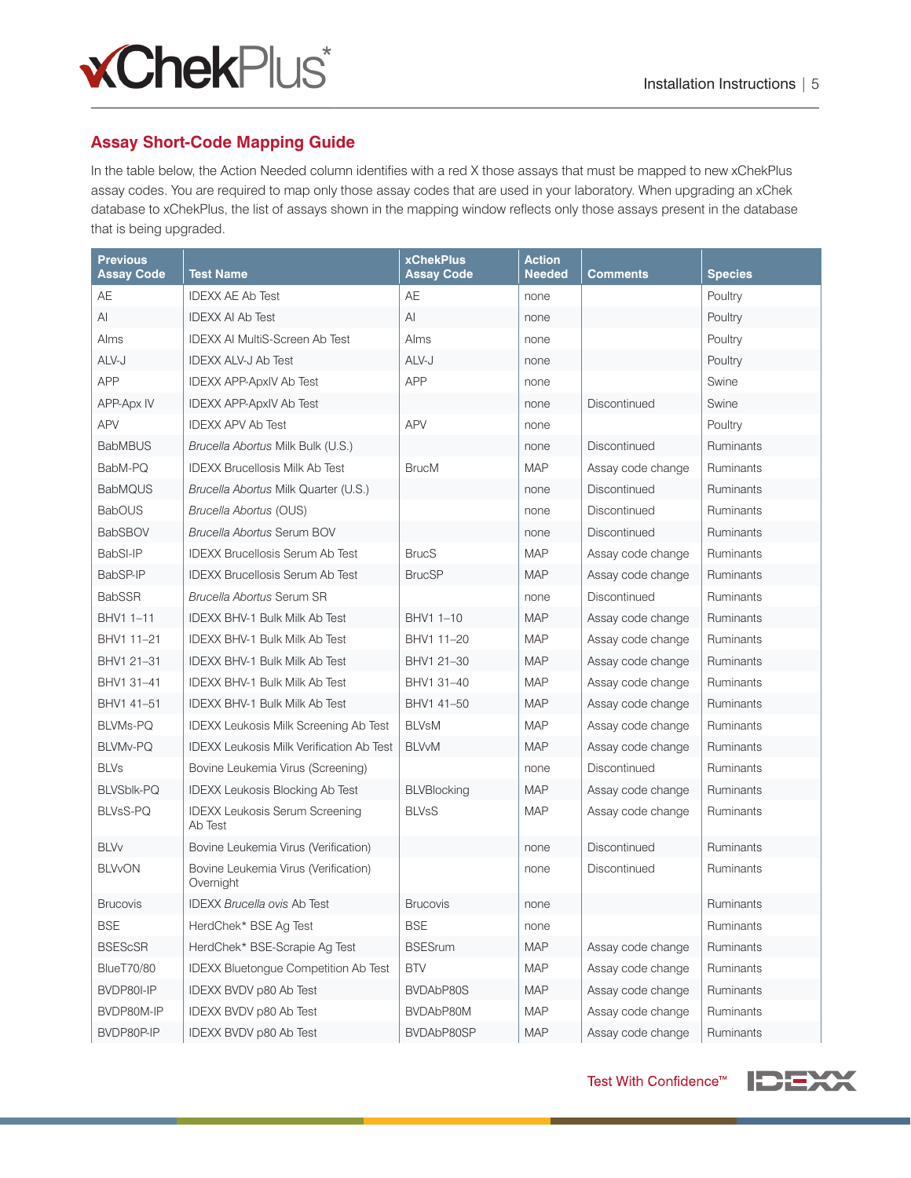## Assay Short-Code Mapping Guide

In the table below, the Action Needed column identifies with a red X those assays that must be mapped to new xChekPlus assay codes. You are required to map only those assay codes that are used in your laboratory. When upgrading an xChek database to xChekPlus, the list of assays shown in the mapping window reflects only those assays present in the database that is being upgraded.

| Previous Assay Code | Test Name | xChekPlus Assay Code | Action Needed | Comments | Species |
|---|---|---|---|---|---|
| AE | IDEXX AE Ab Test | AE | none | | Poultry |
| AI | IDEXX AI Ab Test | AI | none | | Poultry |
| AIms | IDEXX AI MultiS-Screen Ab Test | AIms | none | | Poultry |
| ALV-J | IDEXX ALV-J Ab Test | ALV-J | none | | Poultry |
| APP | IDEXX APP-ApxIV Ab Test | APP | none | | Swine |
| APP-Apx IV | IDEXX APP-ApxIV Ab Test | | none | Discontinued | Swine |
| APV | IDEXX APV Ab Test | APV | none | | Poultry |
| BabMBUS | *Brucella Abortus* Milk Bulk (U.S.) | | none | Discontinued | Ruminants |
| BabM-PQ | IDEXX Brucellosis Milk Ab Test | BrucM | MAP | Assay code change | Ruminants |
| BabMQUS | *Brucella Abortus* Milk Quarter (U.S.) | | none | Discontinued | Ruminants |
| BabOUS | *Brucella Abortus* (OUS) | | none | Discontinued | Ruminants |
| BabSBOV | *Brucella Abortus* Serum BOV | | none | Discontinued | Ruminants |
| BabSI-IP | IDEXX Brucellosis Serum Ab Test | BrucS | MAP | Assay code change | Ruminants |
| BabSP-IP | IDEXX Brucellosis Serum Ab Test | BrucSP | MAP | Assay code change | Ruminants |
| BabSSR | *Brucella Abortus* Serum SR | | none | Discontinued | Ruminants |
| BHV1 1–11 | IDEXX BHV-1 Bulk Milk Ab Test | BHV1 1–10 | MAP | Assay code change | Ruminants |
| BHV1 11–21 | IDEXX BHV-1 Bulk Milk Ab Test | BHV1 11–20 | MAP | Assay code change | Ruminants |
| BHV1 21–31 | IDEXX BHV-1 Bulk Milk Ab Test | BHV1 21–30 | MAP | Assay code change | Ruminants |
| BHV1 31–41 | IDEXX BHV-1 Bulk Milk Ab Test | BHV1 31–40 | MAP | Assay code change | Ruminants |
| BHV1 41–51 | IDEXX BHV-1 Bulk Milk Ab Test | BHV1 41–50 | MAP | Assay code change | Ruminants |
| BLVMs-PQ | IDEXX Leukosis Milk Screening Ab Test | BLVsM | MAP | Assay code change | Ruminants |
| BLVMv-PQ | IDEXX Leukosis Milk Verification Ab Test | BLVvM | MAP | Assay code change | Ruminants |
| BLVs | Bovine Leukemia Virus (Screening) | | none | Discontinued | Ruminants |
| BLVSblk-PQ | IDEXX Leukosis Blocking Ab Test | BLVBlocking | MAP | Assay code change | Ruminants |
| BLVsS-PQ | IDEXX Leukosis Serum Screening Ab Test | BLVsS | MAP | Assay code change | Ruminants |
| BLVv | Bovine Leukemia Virus (Verification) | | none | Discontinued | Ruminants |
| BLVvON | Bovine Leukemia Virus (Verification) Overnight | | none | Discontinued | Ruminants |
| Brucovis | IDEXX *Brucella ovis* Ab Test | Brucovis | none | | Ruminants |
| BSE | HerdChek* BSE Ag Test | BSE | none | | Ruminants |
| BSEScSR | HerdChek* BSE-Scrapie Ag Test | BSESrum | MAP | Assay code change | Ruminants |
| BlueT70/80 | IDEXX Bluetongue Competition Ab Test | BTV | MAP | Assay code change | Ruminants |
| BVDP80I-IP | IDEXX BVDV p80 Ab Test | BVDAbP80S | MAP | Assay code change | Ruminants |
| BVDP80M-IP | IDEXX BVDV p80 Ab Test | BVDAbP80M | MAP | Assay code change | Ruminants |
| BVDP80P-IP | IDEXX BVDV p80 Ab Test | BVDAbP80SP | MAP | Assay code change | Ruminants |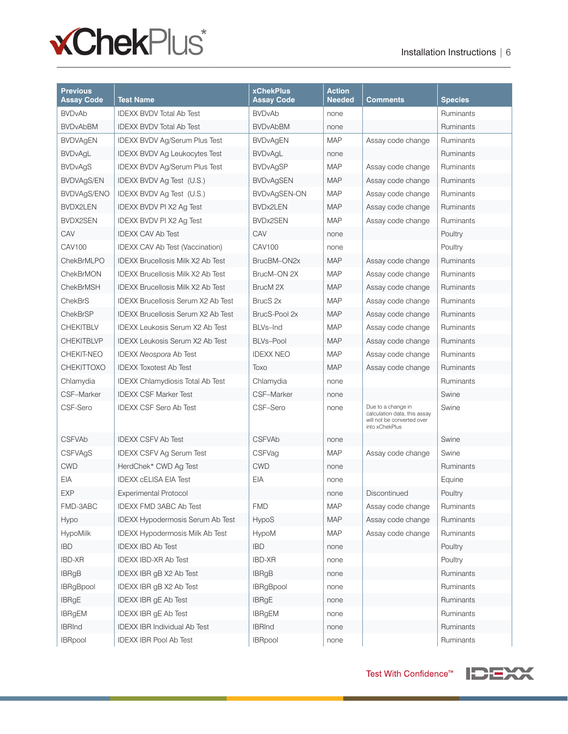| Previous Assay Code | Test Name | xChekPlus Assay Code | Action Needed | Comments | Species |
|---|---|---|---|---|---|
| BVDvAb | IDEXX BVDV Total Ab Test | BVDvAb | none | | Ruminants |
| BVDvAbBM | IDEXX BVDV Total Ab Test | BVDvAbBM | none | | Ruminants |
| BVDVAgEN | IDEXX BVDV Ag/Serum Plus Test | BVDvAgEN | MAP | Assay code change | Ruminants |
| BVDvAgL | IDEXX BVDV Ag Leukocytes Test | BVDvAgL | none | | Ruminants |
| BVDvAgS | IDEXX BVDV Ag/Serum Plus Test | BVDvAgSP | MAP | Assay code change | Ruminants |
| BVDVAgS/EN | IDEXX BVDV Ag Test (U.S.) | BVDvAgSEN | MAP | Assay code change | Ruminants |
| BVDVAgS/ENO | IDEXX BVDV Ag Test (U.S.) | BVDvAgSEN-ON | MAP | Assay code change | Ruminants |
| BVDX2LEN | IDEXX BVDV PI X2 Ag Test | BVDx2LEN | MAP | Assay code change | Ruminants |
| BVDX2SEN | IDEXX BVDV PI X2 Ag Test | BVDx2SEN | MAP | Assay code change | Ruminants |
| CAV | IDEXX CAV Ab Test | CAV | none | | Poultry |
| CAV100 | IDEXX CAV Ab Test (Vaccination) | CAV100 | none | | Poultry |
| ChekBrMLPO | IDEXX Brucellosis Milk X2 Ab Test | BrucBM–ON2x | MAP | Assay code change | Ruminants |
| ChekBrMON | IDEXX Brucellosis Milk X2 Ab Test | BrucM–ON 2X | MAP | Assay code change | Ruminants |
| ChekBrMSH | IDEXX Brucellosis Milk X2 Ab Test | BrucM 2X | MAP | Assay code change | Ruminants |
| ChekBrS | IDEXX Brucellosis Serum X2 Ab Test | BrucS 2x | MAP | Assay code change | Ruminants |
| ChekBrSP | IDEXX Brucellosis Serum X2 Ab Test | BrucS-Pool 2x | MAP | Assay code change | Ruminants |
| CHEKITBLV | IDEXX Leukosis Serum X2 Ab Test | BLVs–Ind | MAP | Assay code change | Ruminants |
| CHEKITBLVP | IDEXX Leukosis Serum X2 Ab Test | BLVs–Pool | MAP | Assay code change | Ruminants |
| CHEKIT-NEO | IDEXX *Neospora* Ab Test | IDEXX NEO | MAP | Assay code change | Ruminants |
| CHEKITTOXO | IDEXX Toxotest Ab Test | Toxo | MAP | Assay code change | Ruminants |
| Chlamydia | IDEXX Chlamydiosis Total Ab Test | Chlamydia | none | | Ruminants |
| CSF–Marker | IDEXX CSF Marker Test | CSF–Marker | none | | Swine |
| CSF-Sero | IDEXX CSF Sero Ab Test | CSF–Sero | none | Due to a change in calculation data, this assay will not be converted over into xChekPlus | Swine |
| CSFVAb | IDEXX CSFV Ab Test | CSFVAb | none | | Swine |
| CSFVAgS | IDEXX CSFV Ag Serum Test | CSFVag | MAP | Assay code change | Swine |
| CWD | HerdChek* CWD Ag Test | CWD | none | | Ruminants |
| EIA | IDEXX cELISA EIA Test | EIA | none | | Equine |
| EXP | Experimental Protocol | | none | Discontinued | Poultry |
| FMD-3ABC | IDEXX FMD 3ABC Ab Test | FMD | MAP | Assay code change | Ruminants |
| Hypo | IDEXX Hypodermosis Serum Ab Test | HypoS | MAP | Assay code change | Ruminants |
| HypoMilk | IDEXX Hypodermosis Milk Ab Test | HypoM | MAP | Assay code change | Ruminants |
| IBD | IDEXX IBD Ab Test | IBD | none | | Poultry |
| IBD-XR | IDEXX IBD-XR Ab Test | IBD-XR | none | | Poultry |
| IBRgB | IDEXX IBR gB X2 Ab Test | IBRgB | none | | Ruminants |
| IBRgBpool | IDEXX IBR gB X2 Ab Test | IBRgBpool | none | | Ruminants |
| IBRgE | IDEXX IBR gE Ab Test | IBRgE | none | | Ruminants |
| IBRgEM | IDEXX IBR gE Ab Test | IBRgEM | none | | Ruminants |
| IBRInd | IDEXX IBR Individual Ab Test | IBRInd | none | | Ruminants |
| IBRpool | IDEXX IBR Pool Ab Test | IBRpool | none | | Ruminants |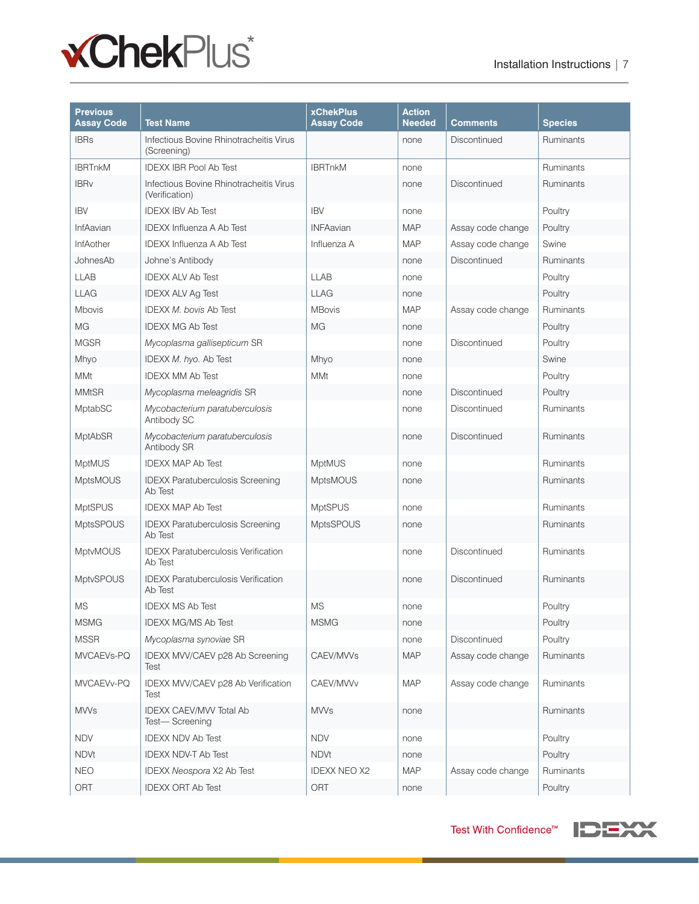| Previous Assay Code | Test Name | xChekPlus Assay Code | Action Needed | Comments | Species |
|---|---|---|---|---|---|
| IBRs | Infectious Bovine Rhinotracheitis Virus (Screening) | | none | Discontinued | Ruminants |
| IBRTnkM | IDEXX IBR Pool Ab Test | IBRTnkM | none | | Ruminants |
| IBRv | Infectious Bovine Rhinotracheitis Virus (Verification) | | none | Discontinued | Ruminants |
| IBV | IDEXX IBV Ab Test | IBV | none | | Poultry |
| InfAavian | IDEXX Influenza A Ab Test | INFAavian | MAP | Assay code change | Poultry |
| InfAother | IDEXX Influenza A Ab Test | Influenza A | MAP | Assay code change | Swine |
| JohnesAb | Johne's Antibody | | none | Discontinued | Ruminants |
| LLAB | IDEXX ALV Ab Test | LLAB | none | | Poultry |
| LLAG | IDEXX ALV Ag Test | LLAG | none | | Poultry |
| Mbovis | IDEXX *M. bovis* Ab Test | MBovis | MAP | Assay code change | Ruminants |
| MG | IDEXX MG Ab Test | MG | none | | Poultry |
| MGSR | *Mycoplasma gallisepticum* SR | | none | Discontinued | Poultry |
| Mhyo | IDEXX *M. hyo.* Ab Test | Mhyo | none | | Swine |
| MMt | IDEXX MM Ab Test | MMt | none | | Poultry |
| MMtSR | *Mycoplasma meleagridis* SR | | none | Discontinued | Poultry |
| MptabSC | *Mycobacterium paratuberculosis* Antibody SC | | none | Discontinued | Ruminants |
| MptAbSR | *Mycobacterium paratuberculosis* Antibody SR | | none | Discontinued | Ruminants |
| MptMUS | IDEXX MAP Ab Test | MptMUS | none | | Ruminants |
| MptsMOUS | IDEXX Paratuberculosis Screening Ab Test | MptsMOUS | none | | Ruminants |
| MptSPUS | IDEXX MAP Ab Test | MptSPUS | none | | Ruminants |
| MptsSPOUS | IDEXX Paratuberculosis Screening Ab Test | MptsSPOUS | none | | Ruminants |
| MptvMOUS | IDEXX Paratuberculosis Verification Ab Test | | none | Discontinued | Ruminants |
| MptvSPOUS | IDEXX Paratuberculosis Verification Ab Test | | none | Discontinued | Ruminants |
| MS | IDEXX MS Ab Test | MS | none | | Poultry |
| MSMG | IDEXX MG/MS Ab Test | MSMG | none | | Poultry |
| MSSR | *Mycoplasma synoviae* SR | | none | Discontinued | Poultry |
| MVCAEVs-PQ | IDEXX MVV/CAEV p28 Ab Screening Test | CAEV/MVVs | MAP | Assay code change | Ruminants |
| MVCAEVv-PQ | IDEXX MVV/CAEV p28 Ab Verification Test | CAEV/MVVv | MAP | Assay code change | Ruminants |
| MVVs | IDEXX CAEV/MVV Total Ab Test— Screening | MVVs | none | | Ruminants |
| NDV | IDEXX NDV Ab Test | NDV | none | | Poultry |
| NDVt | IDEXX NDV-T Ab Test | NDVt | none | | Poultry |
| NEO | IDEXX *Neospora* X2 Ab Test | IDEXX NEO X2 | MAP | Assay code change | Ruminants |
| ORT | IDEXX ORT Ab Test | ORT | none | | Poultry |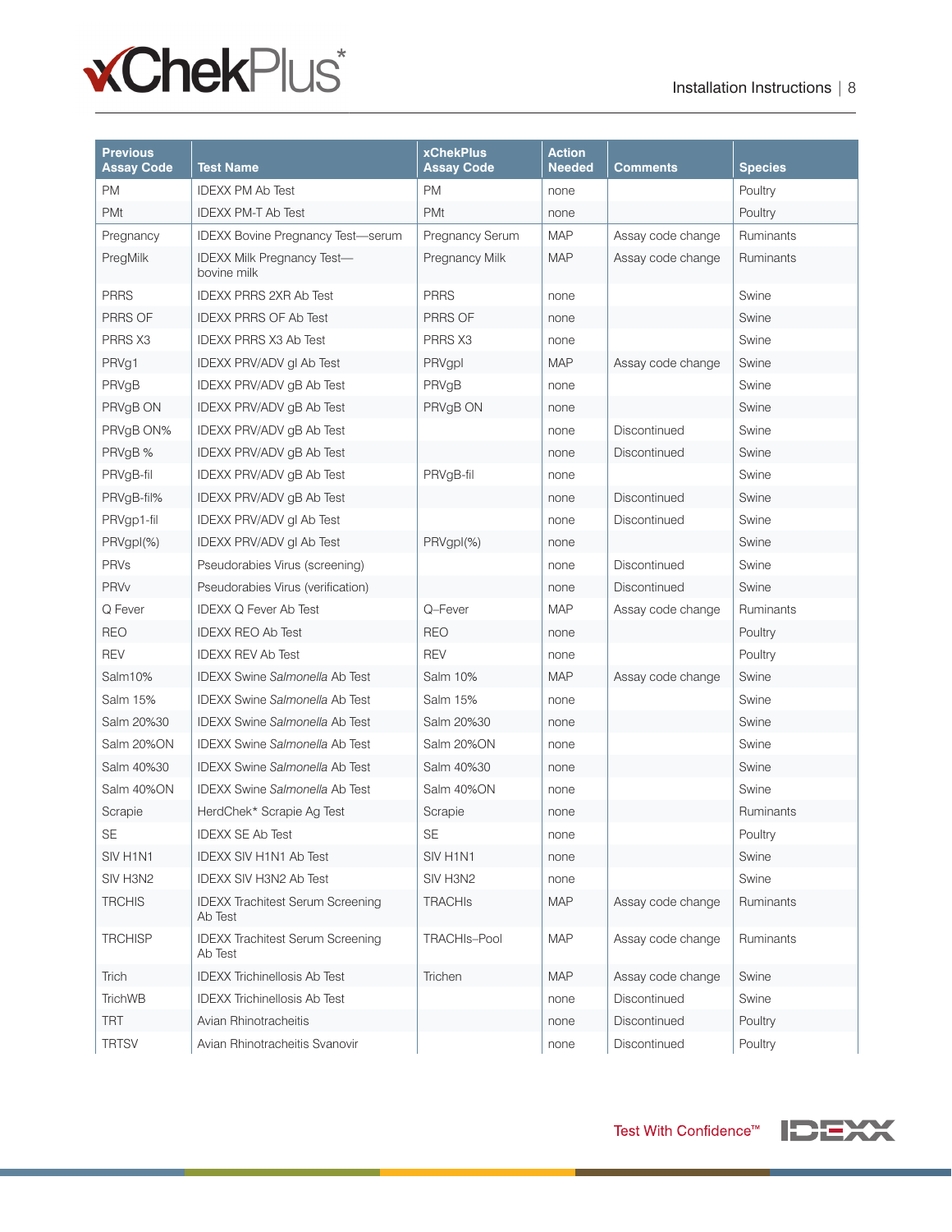| Previous Assay Code | Test Name | xChekPlus Assay Code | Action Needed | Comments | Species |
|---|---|---|---|---|---|
| PM | IDEXX PM Ab Test | PM | none | | Poultry |
| PMt | IDEXX PM-T Ab Test | PMt | none | | Poultry |
| Pregnancy | IDEXX Bovine Pregnancy Test—serum | Pregnancy Serum | MAP | Assay code change | Ruminants |
| PregMilk | IDEXX Milk Pregnancy Test—bovine milk | Pregnancy Milk | MAP | Assay code change | Ruminants |
| PRRS | IDEXX PRRS 2XR Ab Test | PRRS | none | | Swine |
| PRRS OF | IDEXX PRRS OF Ab Test | PRRS OF | none | | Swine |
| PRRS X3 | IDEXX PRRS X3 Ab Test | PRRS X3 | none | | Swine |
| PRVg1 | IDEXX PRV/ADV gI Ab Test | PRVgpI | MAP | Assay code change | Swine |
| PRVgB | IDEXX PRV/ADV gB Ab Test | PRVgB | none | | Swine |
| PRVgB ON | IDEXX PRV/ADV gB Ab Test | PRVgB ON | none | | Swine |
| PRVgB ON% | IDEXX PRV/ADV gB Ab Test | | none | Discontinued | Swine |
| PRVgB % | IDEXX PRV/ADV gB Ab Test | | none | Discontinued | Swine |
| PRVgB-fil | IDEXX PRV/ADV gB Ab Test | PRVgB-fil | none | | Swine |
| PRVgB-fil% | IDEXX PRV/ADV gB Ab Test | | none | Discontinued | Swine |
| PRVgp1-fil | IDEXX PRV/ADV gI Ab Test | | none | Discontinued | Swine |
| PRVgpI(%) | IDEXX PRV/ADV gI Ab Test | PRVgpI(%) | none | | Swine |
| PRVs | Pseudorabies Virus (screening) | | none | Discontinued | Swine |
| PRVv | Pseudorabies Virus (verification) | | none | Discontinued | Swine |
| Q Fever | IDEXX Q Fever Ab Test | Q–Fever | MAP | Assay code change | Ruminants |
| REO | IDEXX REO Ab Test | REO | none | | Poultry |
| REV | IDEXX REV Ab Test | REV | none | | Poultry |
| Salm10% | IDEXX Swine *Salmonella* Ab Test | Salm 10% | MAP | Assay code change | Swine |
| Salm 15% | IDEXX Swine *Salmonella* Ab Test | Salm 15% | none | | Swine |
| Salm 20%30 | IDEXX Swine *Salmonella* Ab Test | Salm 20%30 | none | | Swine |
| Salm 20%ON | IDEXX Swine *Salmonella* Ab Test | Salm 20%ON | none | | Swine |
| Salm 40%30 | IDEXX Swine *Salmonella* Ab Test | Salm 40%30 | none | | Swine |
| Salm 40%ON | IDEXX Swine *Salmonella* Ab Test | Salm 40%ON | none | | Swine |
| Scrapie | HerdChek* Scrapie Ag Test | Scrapie | none | | Ruminants |
| SE | IDEXX SE Ab Test | SE | none | | Poultry |
| SIV H1N1 | IDEXX SIV H1N1 Ab Test | SIV H1N1 | none | | Swine |
| SIV H3N2 | IDEXX SIV H3N2 Ab Test | SIV H3N2 | none | | Swine |
| TRCHIS | IDEXX Trachitest Serum Screening Ab Test | TRACHIs | MAP | Assay code change | Ruminants |
| TRCHISP | IDEXX Trachitest Serum Screening Ab Test | TRACHIs–Pool | MAP | Assay code change | Ruminants |
| Trich | IDEXX Trichinellosis Ab Test | Trichen | MAP | Assay code change | Swine |
| TrichWB | IDEXX Trichinellosis Ab Test | | none | Discontinued | Swine |
| TRT | Avian Rhinotracheitis | | none | Discontinued | Poultry |
| TRTSV | Avian Rhinotracheitis Svanovir | | none | Discontinued | Poultry |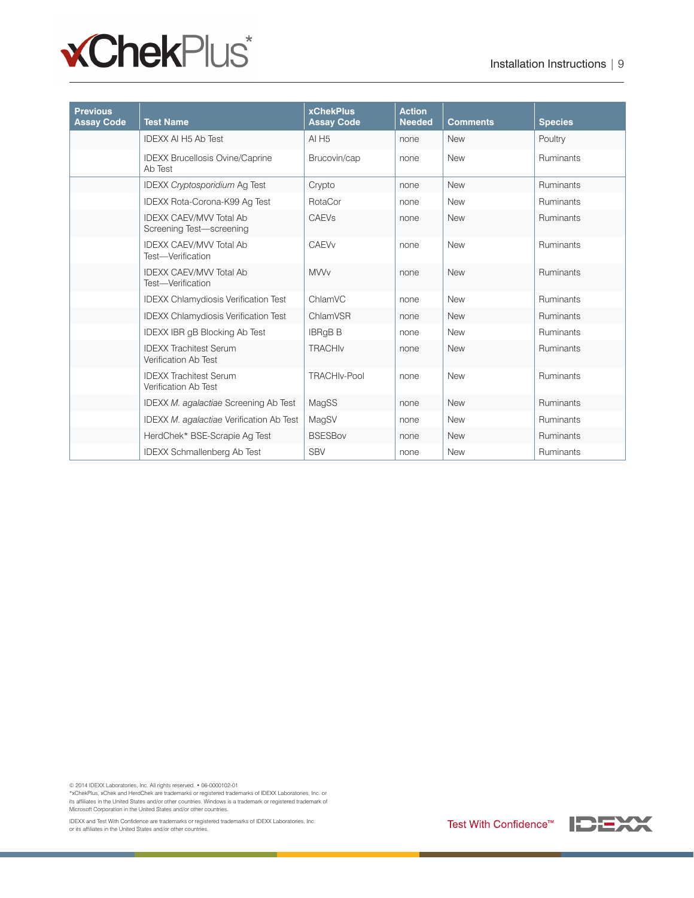| Previous Assay Code | Test Name | xChekPlus Assay Code | Action Needed | Comments | Species |
|---|---|---|---|---|---|
| | IDEXX AI H5 Ab Test | AI H5 | none | New | Poultry |
| | IDEXX Brucellosis Ovine/Caprine Ab Test | Brucovin/cap | none | New | Ruminants |
| | IDEXX *Cryptosporidium* Ag Test | Crypto | none | New | Ruminants |
| | IDEXX Rota-Corona-K99 Ag Test | RotaCor | none | New | Ruminants |
| | IDEXX CAEV/MVV Total Ab Screening Test—screening | CAEVs | none | New | Ruminants |
| | IDEXX CAEV/MVV Total Ab Test—Verification | CAEVv | none | New | Ruminants |
| | IDEXX CAEV/MVV Total Ab Test—Verification | MVVv | none | New | Ruminants |
| | IDEXX Chlamydiosis Verification Test | ChlamVC | none | New | Ruminants |
| | IDEXX Chlamydiosis Verification Test | ChlamVSR | none | New | Ruminants |
| | IDEXX IBR gB Blocking Ab Test | IBRgB B | none | New | Ruminants |
| | IDEXX Trachitest Serum Verification Ab Test | TRACHIv | none | New | Ruminants |
| | IDEXX Trachitest Serum Verification Ab Test | TRACHIv-Pool | none | New | Ruminants |
| | IDEXX *M. agalactiae* Screening Ab Test | MagSS | none | New | Ruminants |
| | IDEXX *M. agalactiae* Verification Ab Test | MagSV | none | New | Ruminants |
| | HerdChek* BSE-Scrapie Ag Test | BSESBov | none | New | Ruminants |
| | IDEXX Schmallenberg Ab Test | SBV | none | New | Ruminants |

© 2014 IDEXX Laboratories, Inc. All rights reserved. • 06-0000102-01
*xChekPlus, xChek and HerdChek are trademarks or registered trademarks of IDEXX Laboratories, Inc. or its affiliates in the United States and/or other countries. Windows is a trademark or registered trademark of Microsoft Corporation in the United States and/or other countries.

IDEXX and Test With Confidence are trademarks or registered trademarks of IDEXX Laboratories, Inc. or its affiliates in the United States and/or other countries.

Test With Confidence™